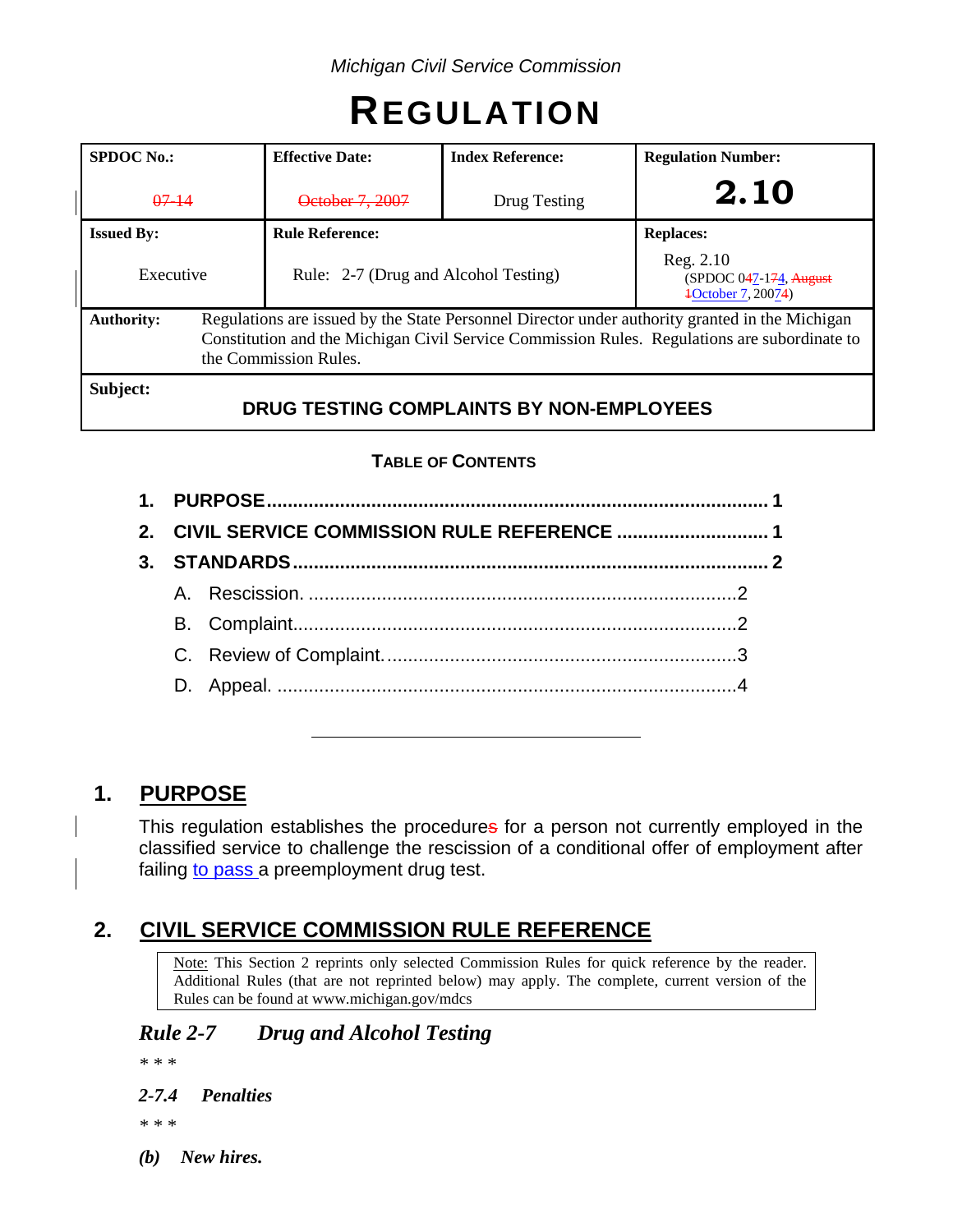*Michigan Civil Service Commission*

# REGULATION

| SPDOC No.: | Effective Date: | Index Reference: | Regulation Number: |
|---|---|---|---|
| ~~07-14~~ | ~~October 7, 2007~~ | Drug Testing | **2.10** |
| **Issued By:** | **Rule Reference:** | | **Replaces:** |
| Executive | Rule: 2-7 (Drug and Alcohol Testing) | | Reg. 2.10 (SPDOC 0~~4~~7-1~~7~~4, ~~August 1~~October 7, 200~~7~~4) |
| **Authority:** | Regulations are issued by the State Personnel Director under authority granted in the Michigan Constitution and the Michigan Civil Service Commission Rules. Regulations are subordinate to the Commission Rules. | | |
| **Subject:** | **DRUG TESTING COMPLAINTS BY NON-EMPLOYEES** | | |

**TABLE OF CONTENTS**

1. **PURPOSE** .......... 1
2. **CIVIL SERVICE COMMISSION RULE REFERENCE** .......... 1
3. **STANDARDS** .......... 2
   - A. Rescission. .......... 2
   - B. Complaint .......... 2
   - C. Review of Complaint. .......... 3
   - D. Appeal. .......... 4

---

## 1. PURPOSE

This regulation establishes the procedure~~s~~ for a person not currently employed in the classified service to challenge the rescission of a conditional offer of employment after failing to pass a preemployment drug test.

## 2. CIVIL SERVICE COMMISSION RULE REFERENCE

> Note: This Section 2 reprints only selected Commission Rules for quick reference by the reader. Additional Rules (that are not reprinted below) may apply. The complete, current version of the Rules can be found at www.michigan.gov/mdcs

### *Rule 2-7 Drug and Alcohol Testing*

\* \* \*

***2-7.4 Penalties***

\* \* \*

***(b) New hires.***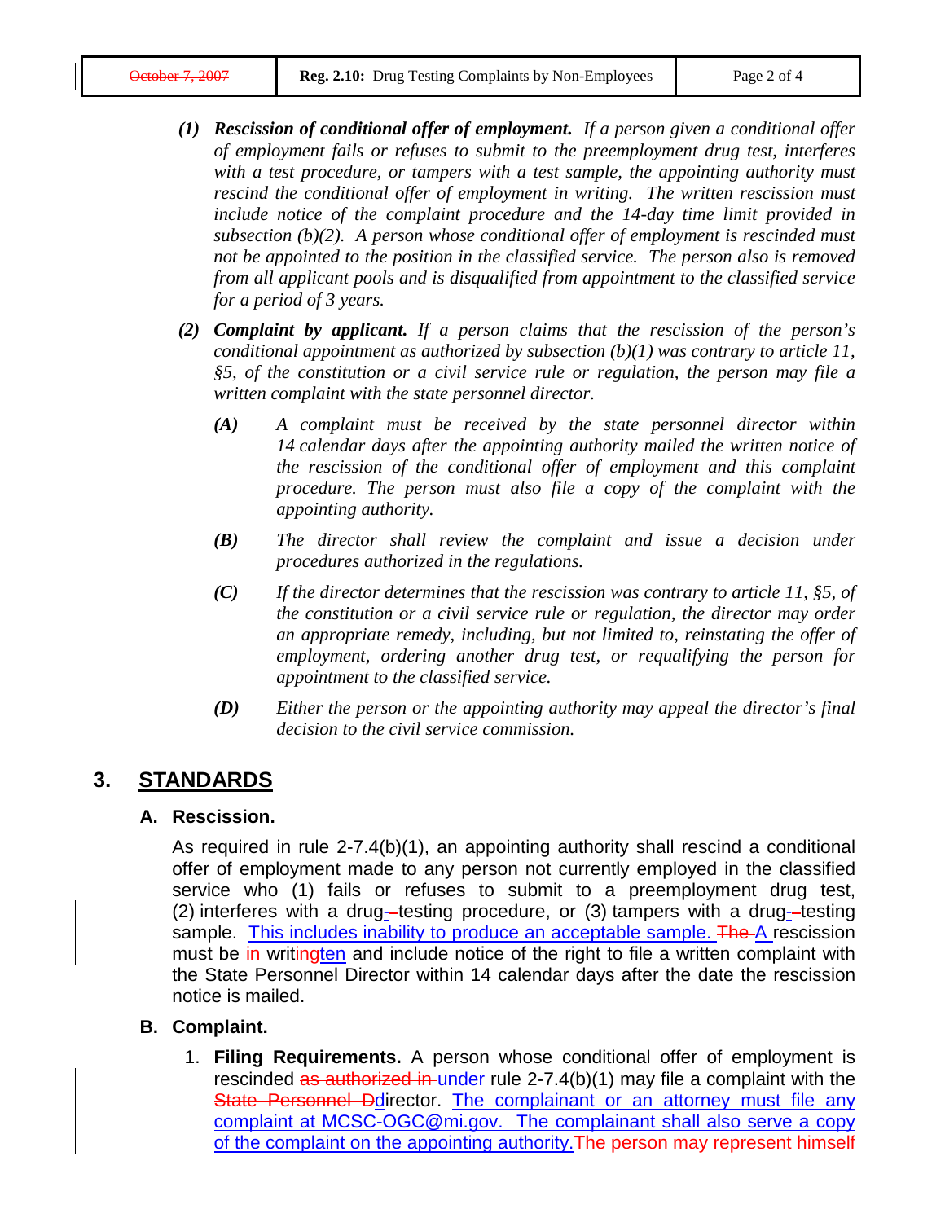*(1)* ***Rescission of conditional offer of employment.*** *If a person given a conditional offer of employment fails or refuses to submit to the preemployment drug test, interferes with a test procedure, or tampers with a test sample, the appointing authority must rescind the conditional offer of employment in writing. The written rescission must include notice of the complaint procedure and the 14-day time limit provided in subsection (b)(2). A person whose conditional offer of employment is rescinded must not be appointed to the position in the classified service. The person also is removed from all applicant pools and is disqualified from appointment to the classified service for a period of 3 years.*

*(2)* ***Complaint by applicant.*** *If a person claims that the rescission of the person's conditional appointment as authorized by subsection (b)(1) was contrary to article 11, §5, of the constitution or a civil service rule or regulation, the person may file a written complaint with the state personnel director.*

> ***(A)*** *A complaint must be received by the state personnel director within 14 calendar days after the appointing authority mailed the written notice of the rescission of the conditional offer of employment and this complaint procedure. The person must also file a copy of the complaint with the appointing authority.*
>
> ***(B)*** *The director shall review the complaint and issue a decision under procedures authorized in the regulations.*
>
> ***(C)*** *If the director determines that the rescission was contrary to article 11, §5, of the constitution or a civil service rule or regulation, the director may order an appropriate remedy, including, but not limited to, reinstating the offer of employment, ordering another drug test, or requalifying the person for appointment to the classified service.*
>
> ***(D)*** *Either the person or the appointing authority may appeal the director's final decision to the civil service commission.*

## 3. STANDARDS

### A. Rescission.

As required in rule 2-7.4(b)(1), an appointing authority shall rescind a conditional offer of employment made to any person not currently employed in the classified service who (1) fails or refuses to submit to a preemployment drug test, (2) interferes with a drug-~~-~~testing procedure, or (3) tampers with a drug-~~-~~testing sample. This includes inability to produce an acceptable sample. ~~The~~ A rescission must be ~~in~~ writ~~ing~~ten and include notice of the right to file a written complaint with the State Personnel Director within 14 calendar days after the date the rescission notice is mailed.

### B. Complaint.

1. **Filing Requirements.** A person whose conditional offer of employment is rescinded ~~as authorized in~~ under rule 2-7.4(b)(1) may file a complaint with the ~~State Personnel D~~director. The complainant or an attorney must file any complaint at MCSC-OGC@mi.gov. The complainant shall also serve a copy of the complaint on the appointing authority.~~The person may represent himself~~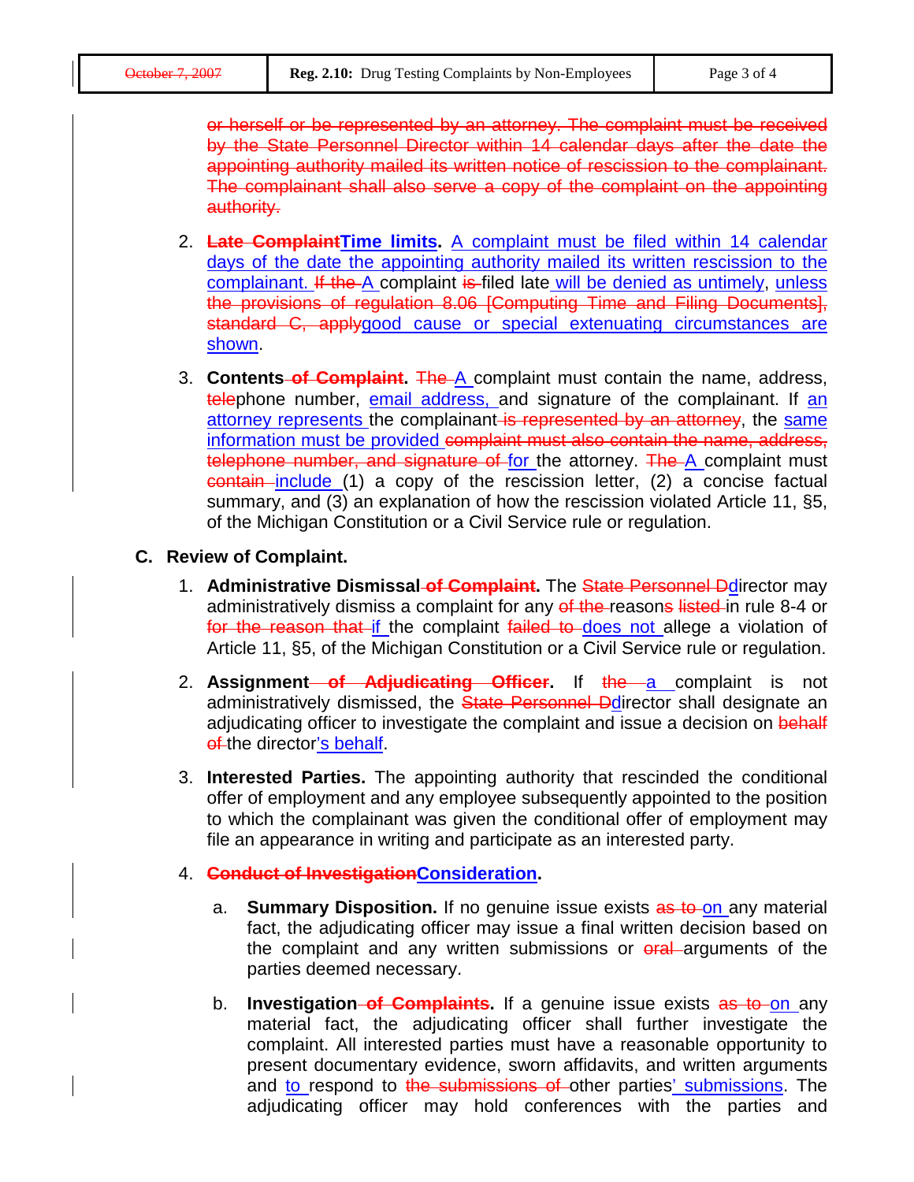~~or herself or be represented by an attorney. The complaint must be received by the State Personnel Director within 14 calendar days after the date the appointing authority mailed its written notice of rescission to the complainant. The complainant shall also serve a copy of the complaint on the appointing authority.~~

2. **~~Late Complaint~~<u>Time limits</u>.** <u>A complaint must be filed within 14 calendar days of the date the appointing authority mailed its written rescission to the complainant.</u> ~~If the~~ <u>A</u> complaint ~~is~~ filed late <u>will be denied as untimely</u>, <u>unless</u> ~~the provisions of regulation 8.06 [Computing Time and Filing Documents], standard C, apply~~<u>good cause or special extenuating circumstances are shown</u>.

3. **Contents ~~of Complaint~~.** ~~The~~ <u>A</u> complaint must contain the name, address, ~~tele~~phone number, <u>email address,</u> and signature of the complainant. If <u>an attorney represents</u> the complainant ~~is represented by an attorney~~, the <u>same information must be provided</u> ~~complaint must also contain the name, address, telephone number, and signature of~~ <u>for</u> the attorney. ~~The~~ <u>A</u> complaint must ~~contain~~ <u>include</u> (1) a copy of the rescission letter, (2) a concise factual summary, and (3) an explanation of how the rescission violated Article 11, §5, of the Michigan Constitution or a Civil Service rule or regulation.

## C. Review of Complaint.

1. **Administrative Dismissal ~~of Complaint~~.** The ~~State Personnel D~~<u>d</u>irector may administratively dismiss a complaint for any ~~of the~~ reason~~s~~ ~~listed~~ in rule 8-4 or ~~for the reason that~~ <u>if</u> the complaint ~~failed to~~ <u>does not</u> allege a violation of Article 11, §5, of the Michigan Constitution or a Civil Service rule or regulation.

2. **Assignment ~~of Adjudicating Officer~~.** If ~~the~~ <u>a</u> complaint is not administratively dismissed, the ~~State Personnel D~~<u>d</u>irector shall designate an adjudicating officer to investigate the complaint and issue a decision on ~~behalf of~~ the director<u>'s behalf</u>.

3. **Interested Parties.** The appointing authority that rescinded the conditional offer of employment and any employee subsequently appointed to the position to which the complainant was given the conditional offer of employment may file an appearance in writing and participate as an interested party.

4. **~~Conduct of Investigation~~<u>Consideration</u>.**

   a. **Summary Disposition.** If no genuine issue exists ~~as to~~ <u>on</u> any material fact, the adjudicating officer may issue a final written decision based on the complaint and any written submissions or ~~oral~~ arguments of the parties deemed necessary.

   b. **Investigation ~~of Complaints~~.** If a genuine issue exists ~~as to~~ <u>on</u> any material fact, the adjudicating officer shall further investigate the complaint. All interested parties must have a reasonable opportunity to present documentary evidence, sworn affidavits, and written arguments and <u>to</u> respond to ~~the submissions of~~ other parties<u>' submissions</u>. The adjudicating officer may hold conferences with the parties and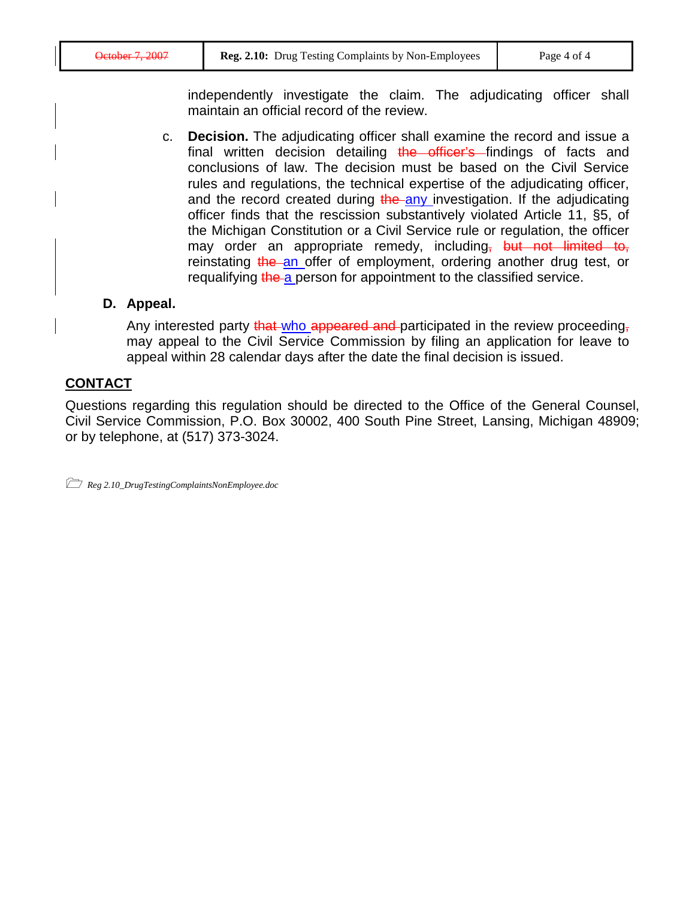independently investigate the claim. The adjudicating officer shall maintain an official record of the review.

c. **Decision.** The adjudicating officer shall examine the record and issue a final written decision detailing ~~the officer's~~ findings of facts and conclusions of law. The decision must be based on the Civil Service rules and regulations, the technical expertise of the adjudicating officer, and the record created during ~~the~~ any investigation. If the adjudicating officer finds that the rescission substantively violated Article 11, §5, of the Michigan Constitution or a Civil Service rule or regulation, the officer may order an appropriate remedy, including~~, but not limited to,~~ reinstating ~~the~~ an offer of employment, ordering another drug test, or requalifying ~~the~~ a person for appointment to the classified service.

### D. Appeal.

Any interested party ~~that~~ who ~~appeared and~~ participated in the review proceeding~~,~~ may appeal to the Civil Service Commission by filing an application for leave to appeal within 28 calendar days after the date the final decision is issued.

## CONTACT

Questions regarding this regulation should be directed to the Office of the General Counsel, Civil Service Commission, P.O. Box 30002, 400 South Pine Street, Lansing, Michigan 48909; or by telephone, at (517) 373-3024.